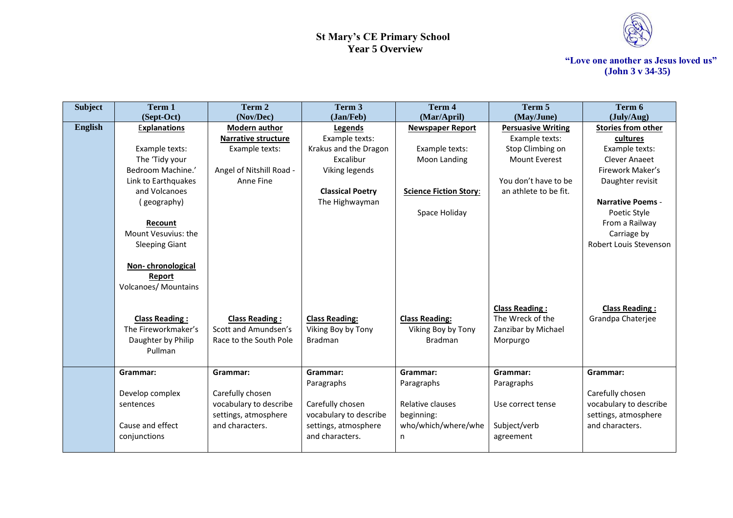# St Mary's CE Primary School
## Year 5 Overview

**"Love one another as Jesus loved us"**
**(John 3 v 34-35)**

| Subject | Term 1 (Sept-Oct) | Term 2 (Nov/Dec) | Term 3 (Jan/Feb) | Term 4 (Mar/April) | Term 5 (May/June) | Term 6 (July/Aug) |
|---|---|---|---|---|---|---|
| **English** | **Explanations**<br><br>Example texts:<br>The 'Tidy your Bedroom Machine.'<br>Link to Earthquakes and Volcanoes ( geography)<br><br>**Recount**<br>Mount Vesuvius: the Sleeping Giant<br><br>**Non- chronological Report**<br>Volcanoes/ Mountains<br><br>**Class Reading :**<br>The Fireworkmaker's Daughter by Philip Pullman | **Modern author Narrative structure**<br>Example texts:<br><br>Angel of Nitshill Road - Anne Fine<br><br>**Class Reading :**<br>Scott and Amundsen's Race to the South Pole | **Legends**<br>Example texts:<br>Krakus and the Dragon<br>Excalibur<br>Viking legends<br><br>**Classical Poetry**<br>The Highwayman<br><br>**Class Reading:**<br>Viking Boy by Tony Bradman | **Newspaper Report**<br><br>Example texts:<br>Moon Landing<br><br>**Science Fiction Story**:<br><br>Space Holiday<br><br>**Class Reading:**<br>Viking Boy by Tony Bradman | **Persuasive Writing**<br>Example texts:<br>Stop Climbing on Mount Everest<br><br>You don't have to be an athlete to be fit.<br><br>**Class Reading :**<br>The Wreck of the Zanzibar by Michael Morpurgo | **Stories from other cultures**<br>Example texts:<br>Clever Anaeet<br>Firework Maker's Daughter revisit<br><br>**Narrative Poems** - Poetic Style<br>From a Railway Carriage by Robert Louis Stevenson<br><br>**Class Reading :**<br>Grandpa Chaterjee |
| | **Grammar:**<br><br>Develop complex sentences<br><br>Cause and effect conjunctions | **Grammar:**<br><br>Carefully chosen vocabulary to describe settings, atmosphere and characters. | **Grammar:**<br>Paragraphs<br><br>Carefully chosen vocabulary to describe settings, atmosphere and characters. | **Grammar:**<br>Paragraphs<br><br>Relative clauses beginning: who/which/where/when | **Grammar:**<br>Paragraphs<br><br>Use correct tense<br><br>Subject/verb agreement | **Grammar:**<br><br>Carefully chosen vocabulary to describe settings, atmosphere and characters. |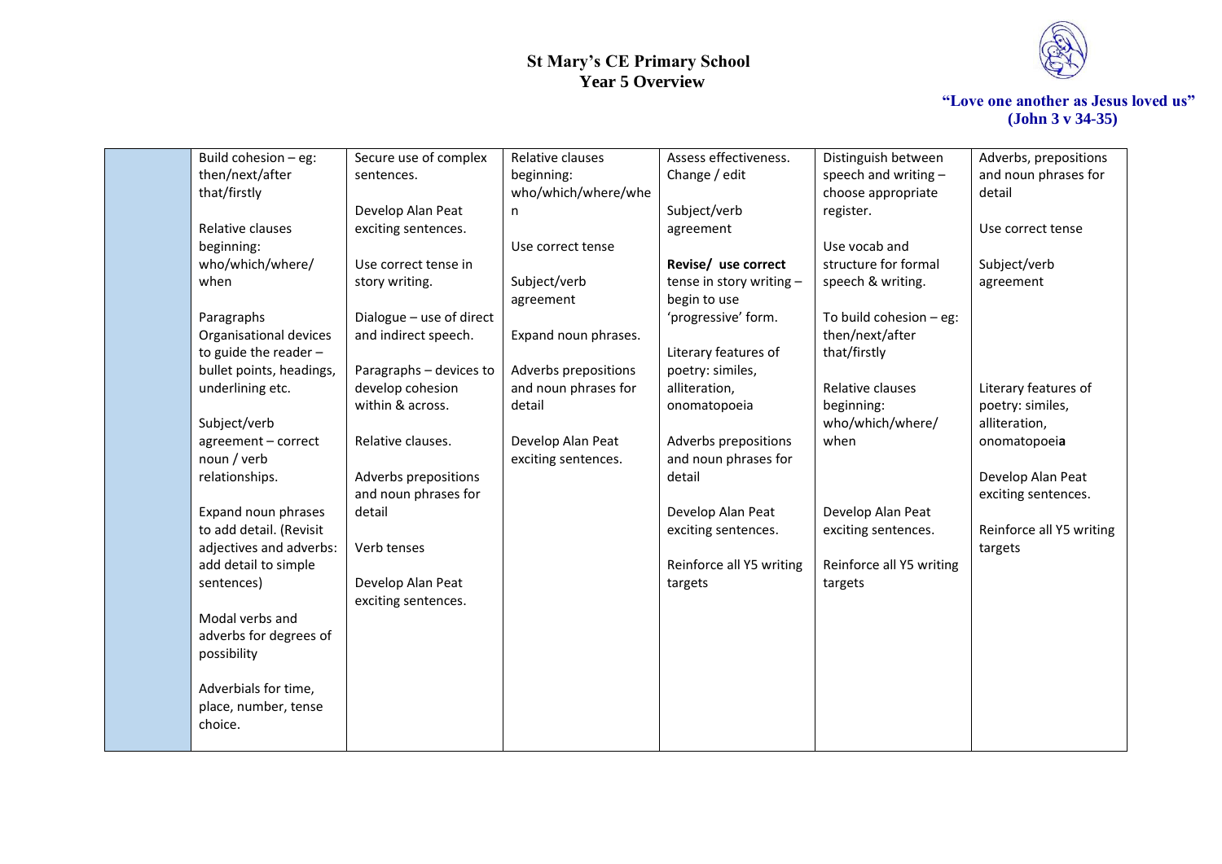# St Mary's CE Primary School
## Year 5 Overview

**"Love one another as Jesus loved us" (John 3 v 34-35)**

| | | | | | | |
|---|---|---|---|---|---|---|
| | Build cohesion – eg: then/next/after that/firstly<br><br>Relative clauses beginning: who/which/where/ when<br><br>Paragraphs Organisational devices to guide the reader – bullet points, headings, underlining etc.<br><br>Subject/verb agreement – correct noun / verb relationships.<br><br>Expand noun phrases to add detail. (Revisit adjectives and adverbs: add detail to simple sentences)<br><br>Modal verbs and adverbs for degrees of possibility<br><br>Adverbials for time, place, number, tense choice. | Secure use of complex sentences.<br><br>Develop Alan Peat exciting sentences.<br><br>Use correct tense in story writing.<br><br>Dialogue – use of direct and indirect speech.<br><br>Paragraphs – devices to develop cohesion within & across.<br><br>Relative clauses.<br><br>Adverbs prepositions and noun phrases for detail<br><br>Verb tenses<br><br>Develop Alan Peat exciting sentences. | Relative clauses beginning: who/which/where/whe n<br><br>Use correct tense<br><br>Subject/verb agreement<br><br>Expand noun phrases.<br><br>Adverbs prepositions and noun phrases for detail<br><br>Develop Alan Peat exciting sentences. | Assess effectiveness. Change / edit<br><br>Subject/verb agreement<br><br>**Revise/ use correct** tense in story writing – begin to use 'progressive' form.<br><br>Literary features of poetry: similes, alliteration, onomatopoeia<br><br>Adverbs prepositions and noun phrases for detail<br><br>Develop Alan Peat exciting sentences.<br><br>Reinforce all Y5 writing targets | Distinguish between speech and writing – choose appropriate register.<br><br>Use vocab and structure for formal speech & writing.<br><br>To build cohesion – eg: then/next/after that/firstly<br><br>Relative clauses beginning: who/which/where/ when<br><br>Develop Alan Peat exciting sentences.<br><br>Reinforce all Y5 writing targets | Adverbs, prepositions and noun phrases for detail<br><br>Use correct tense<br><br>Subject/verb agreement<br><br>Literary features of poetry: similes, alliteration, onomatopoei**a**<br><br>Develop Alan Peat exciting sentences.<br><br>Reinforce all Y5 writing targets |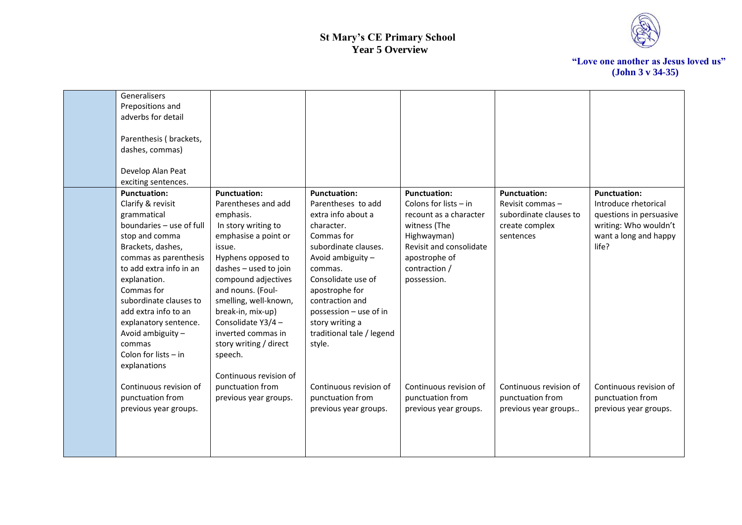# St Mary's CE Primary School
## Year 5 Overview

**"Love one another as Jesus loved us"**
**(John 3 v 34-35)**

| | | | | | | |
|---|---|---|---|---|---|---|
| | Generalisers<br>Prepositions and adverbs for detail<br><br>Parenthesis ( brackets, dashes, commas)<br><br>Develop Alan Peat exciting sentences. | | | | | |
| | **Punctuation:**<br>Clarify & revisit grammatical boundaries – use of full stop and comma<br>Brackets, dashes, commas as parenthesis to add extra info in an explanation.<br>Commas for subordinate clauses to add extra info to an explanatory sentence.<br>Avoid ambiguity – commas<br>Colon for lists – in explanations<br><br>Continuous revision of punctuation from previous year groups. | **Punctuation:**<br>Parentheses and add emphasis.<br>In story writing to emphasise a point or issue.<br>Hyphens opposed to dashes – used to join compound adjectives and nouns. (Foul-smelling, well-known, break-in, mix-up)<br>Consolidate Y3/4 – inverted commas in story writing / direct speech.<br><br>Continuous revision of punctuation from previous year groups. | **Punctuation:**<br>Parentheses to add extra info about a character.<br>Commas for subordinate clauses.<br>Avoid ambiguity – commas.<br>Consolidate use of apostrophe for contraction and possession – use of in story writing a traditional tale / legend style.<br><br>Continuous revision of punctuation from previous year groups. | **Punctuation:**<br>Colons for lists – in recount as a character witness (The Highwayman)<br>Revisit and consolidate apostrophe of contraction / possession.<br><br>Continuous revision of punctuation from previous year groups. | **Punctuation:**<br>Revisit commas – subordinate clauses to create complex sentences<br><br>Continuous revision of punctuation from previous year groups.. | **Punctuation:**<br>Introduce rhetorical questions in persuasive writing: Who wouldn't want a long and happy life?<br><br>Continuous revision of punctuation from previous year groups. |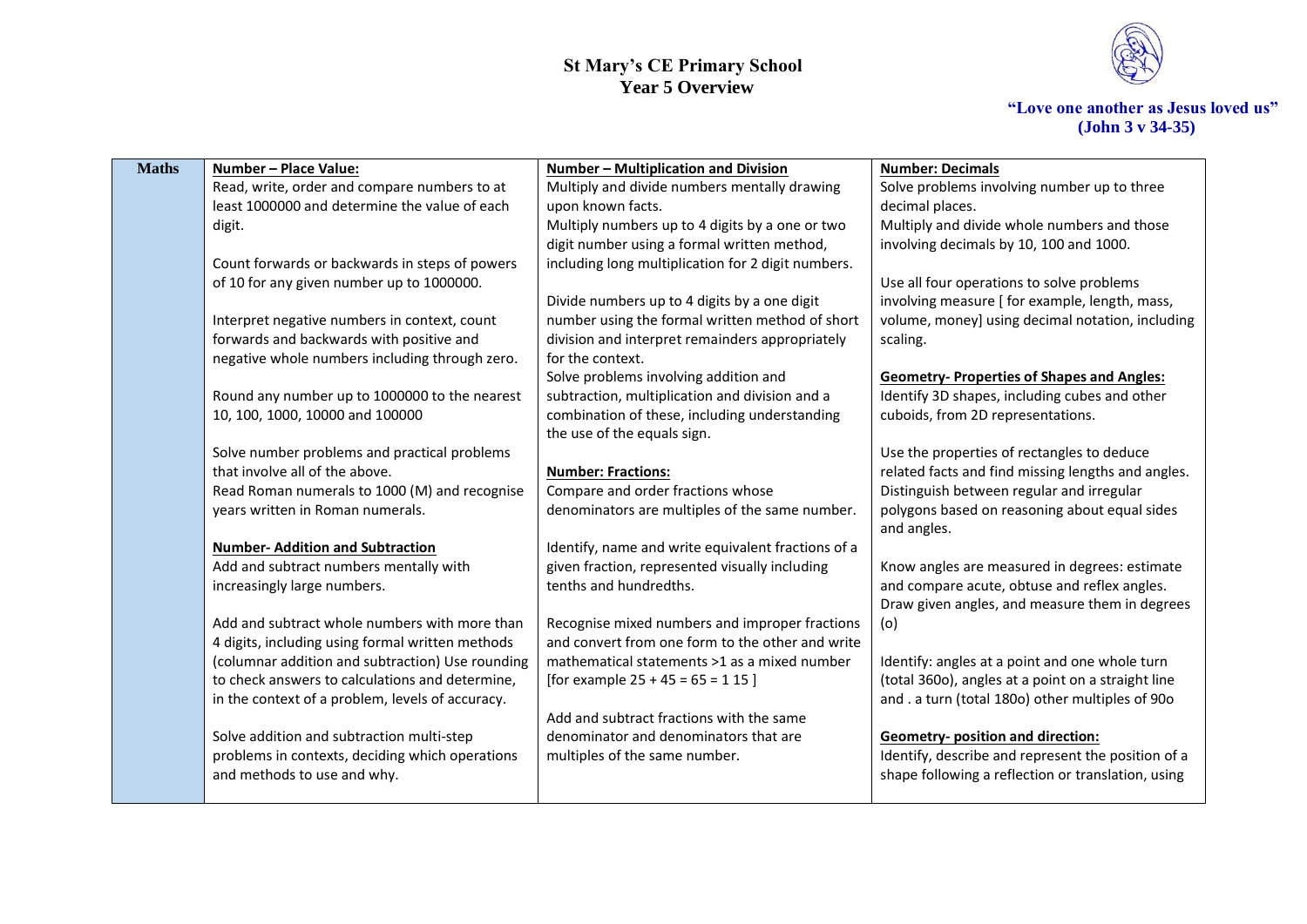# St Mary's CE Primary School
## Year 5 Overview

**"Love one another as Jesus loved us" (John 3 v 34-35)**

| Maths | | | |
|---|---|---|---|
| **Maths** | **Number – Place Value:**<br>Read, write, order and compare numbers to at least 1000000 and determine the value of each digit.<br><br>Count forwards or backwards in steps of powers of 10 for any given number up to 1000000.<br><br>Interpret negative numbers in context, count forwards and backwards with positive and negative whole numbers including through zero.<br><br>Round any number up to 1000000 to the nearest 10, 100, 1000, 10000 and 100000<br><br>Solve number problems and practical problems that involve all of the above.<br>Read Roman numerals to 1000 (M) and recognise years written in Roman numerals.<br><br>**Number- Addition and Subtraction**<br>Add and subtract numbers mentally with increasingly large numbers.<br><br>Add and subtract whole numbers with more than 4 digits, including using formal written methods (columnar addition and subtraction) Use rounding to check answers to calculations and determine, in the context of a problem, levels of accuracy.<br><br>Solve addition and subtraction multi-step problems in contexts, deciding which operations and methods to use and why. | **Number – Multiplication and Division**<br>Multiply and divide numbers mentally drawing upon known facts.<br>Multiply numbers up to 4 digits by a one or two digit number using a formal written method, including long multiplication for 2 digit numbers.<br><br>Divide numbers up to 4 digits by a one digit number using the formal written method of short division and interpret remainders appropriately for the context.<br>Solve problems involving addition and subtraction, multiplication and division and a combination of these, including understanding the use of the equals sign.<br><br>**Number: Fractions:**<br>Compare and order fractions whose denominators are multiples of the same number.<br><br>Identify, name and write equivalent fractions of a given fraction, represented visually including tenths and hundredths.<br><br>Recognise mixed numbers and improper fractions and convert from one form to the other and write mathematical statements >1 as a mixed number [for example 25 + 45 = 65 = 1 15 ]<br><br>Add and subtract fractions with the same denominator and denominators that are multiples of the same number. | **Number: Decimals**<br>Solve problems involving number up to three decimal places.<br>Multiply and divide whole numbers and those involving decimals by 10, 100 and 1000.<br><br>Use all four operations to solve problems involving measure [ for example, length, mass, volume, money] using decimal notation, including scaling.<br><br>**Geometry- Properties of Shapes and Angles:**<br>Identify 3D shapes, including cubes and other cuboids, from 2D representations.<br><br>Use the properties of rectangles to deduce related facts and find missing lengths and angles. Distinguish between regular and irregular polygons based on reasoning about equal sides and angles.<br><br>Know angles are measured in degrees: estimate and compare acute, obtuse and reflex angles. Draw given angles, and measure them in degrees (o)<br><br>Identify: angles at a point and one whole turn (total 360o), angles at a point on a straight line and . a turn (total 180o) other multiples of 90o<br><br>**Geometry- position and direction:**<br>Identify, describe and represent the position of a shape following a reflection or translation, using |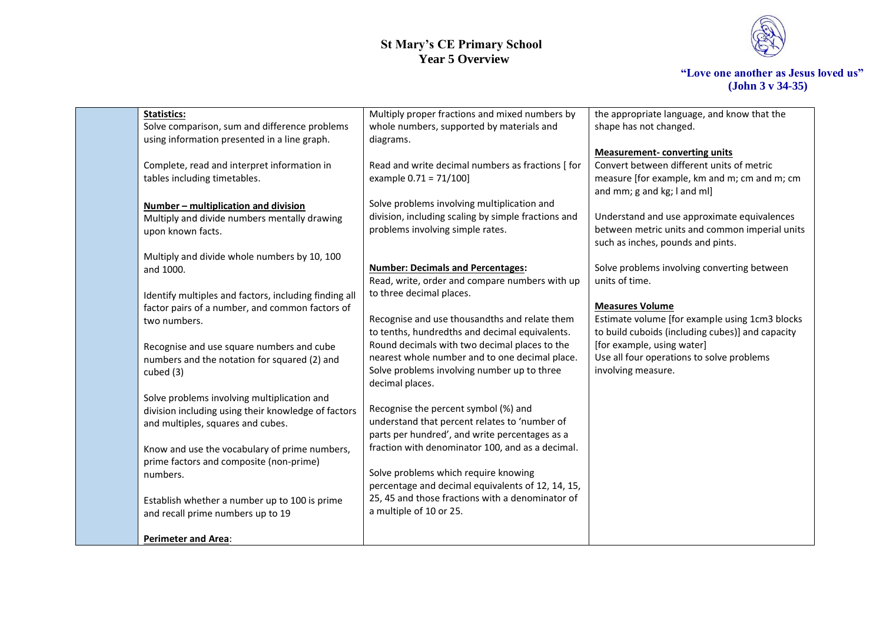# St Mary's CE Primary School
## Year 5 Overview

**"Love one another as Jesus loved us"**
**(John 3 v 34-35)**

| | | | |
|---|---|---|---|
| | **Statistics:**<br>Solve comparison, sum and difference problems using information presented in a line graph.<br><br>Complete, read and interpret information in tables including timetables.<br><br>**Number – multiplication and division**<br>Multiply and divide numbers mentally drawing upon known facts.<br><br>Multiply and divide whole numbers by 10, 100 and 1000.<br><br>Identify multiples and factors, including finding all factor pairs of a number, and common factors of two numbers.<br><br>Recognise and use square numbers and cube numbers and the notation for squared (2) and cubed (3)<br><br>Solve problems involving multiplication and division including using their knowledge of factors and multiples, squares and cubes.<br><br>Know and use the vocabulary of prime numbers, prime factors and composite (non-prime) numbers.<br><br>Establish whether a number up to 100 is prime and recall prime numbers up to 19<br><br>**Perimeter and Area**: | Multiply proper fractions and mixed numbers by whole numbers, supported by materials and diagrams.<br><br>Read and write decimal numbers as fractions [ for example 0.71 = 71/100]<br><br>Solve problems involving multiplication and division, including scaling by simple fractions and problems involving simple rates.<br><br>**Number: Decimals and Percentages:**<br>Read, write, order and compare numbers with up to three decimal places.<br><br>Recognise and use thousandths and relate them to tenths, hundredths and decimal equivalents.<br>Round decimals with two decimal places to the nearest whole number and to one decimal place.<br>Solve problems involving number up to three decimal places.<br><br>Recognise the percent symbol (%) and understand that percent relates to 'number of parts per hundred', and write percentages as a fraction with denominator 100, and as a decimal.<br><br>Solve problems which require knowing percentage and decimal equivalents of 12, 14, 15, 25, 45 and those fractions with a denominator of a multiple of 10 or 25. | the appropriate language, and know that the shape has not changed.<br><br>**Measurement- converting units**<br>Convert between different units of metric measure [for example, km and m; cm and m; cm and mm; g and kg; l and ml]<br><br>Understand and use approximate equivalences between metric units and common imperial units such as inches, pounds and pints.<br><br>Solve problems involving converting between units of time.<br><br>**Measures Volume**<br>Estimate volume [for example using 1cm3 blocks to build cuboids (including cubes)] and capacity [for example, using water]<br>Use all four operations to solve problems involving measure. |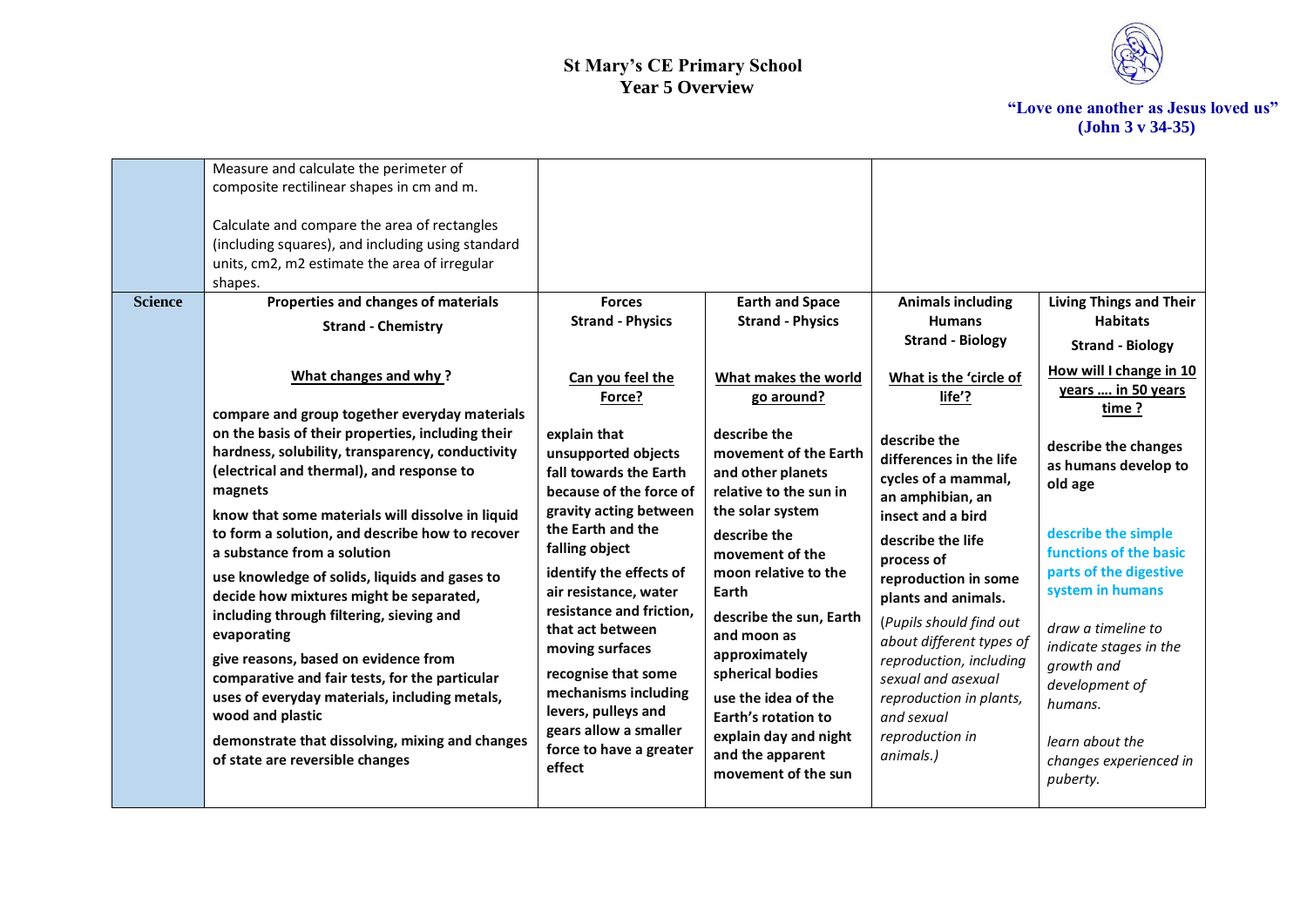# St Mary's CE Primary School
## Year 5 Overview

"Love one another as Jesus loved us" (John 3 v 34-35)

| | | | | | |
|---|---|---|---|---|---|
| | Measure and calculate the perimeter of composite rectilinear shapes in cm and m.<br><br>Calculate and compare the area of rectangles (including squares), and including using standard units, cm2, m2 estimate the area of irregular shapes. | | | | |
| **Science** | **Properties and changes of materials**<br>**Strand - Chemistry**<br><br>**What changes and why ?**<br><br>**compare and group together everyday materials on the basis of their properties, including their hardness, solubility, transparency, conductivity (electrical and thermal), and response to magnets**<br>**know that some materials will dissolve in liquid to form a solution, and describe how to recover a substance from a solution**<br>**use knowledge of solids, liquids and gases to decide how mixtures might be separated, including through filtering, sieving and evaporating**<br>**give reasons, based on evidence from comparative and fair tests, for the particular uses of everyday materials, including metals, wood and plastic**<br>**demonstrate that dissolving, mixing and changes of state are reversible changes** | **Forces**<br>**Strand - Physics**<br><br>**Can you feel the Force?**<br><br>**explain that unsupported objects fall towards the Earth because of the force of gravity acting between the Earth and the falling object**<br>**identify the effects of air resistance, water resistance and friction, that act between moving surfaces**<br>**recognise that some mechanisms including levers, pulleys and gears allow a smaller force to have a greater effect** | **Earth and Space**<br>**Strand - Physics**<br><br>**What makes the world go around?**<br><br>**describe the movement of the Earth and other planets relative to the sun in the solar system**<br>**describe the movement of the moon relative to the Earth**<br>**describe the sun, Earth and moon as approximately spherical bodies**<br>**use the idea of the Earth's rotation to explain day and night and the apparent movement of the sun** | **Animals including Humans**<br>**Strand - Biology**<br><br>**What is the 'circle of life'?**<br><br>**describe the differences in the life cycles of a mammal, an amphibian, an insect and a bird**<br>**describe the life process of reproduction in some plants and animals.**<br>*(Pupils should find out about different types of reproduction, including sexual and asexual reproduction in plants, and sexual reproduction in animals.)* | **Living Things and Their Habitats**<br>**Strand - Biology**<br><br>**How will I change in 10 years …. in 50 years time ?**<br><br>**describe the changes as humans develop to old age**<br><br>**describe the simple functions of the basic parts of the digestive system in humans**<br><br>*draw a timeline to indicate stages in the growth and development of humans.*<br><br>*learn about the changes experienced in puberty.* |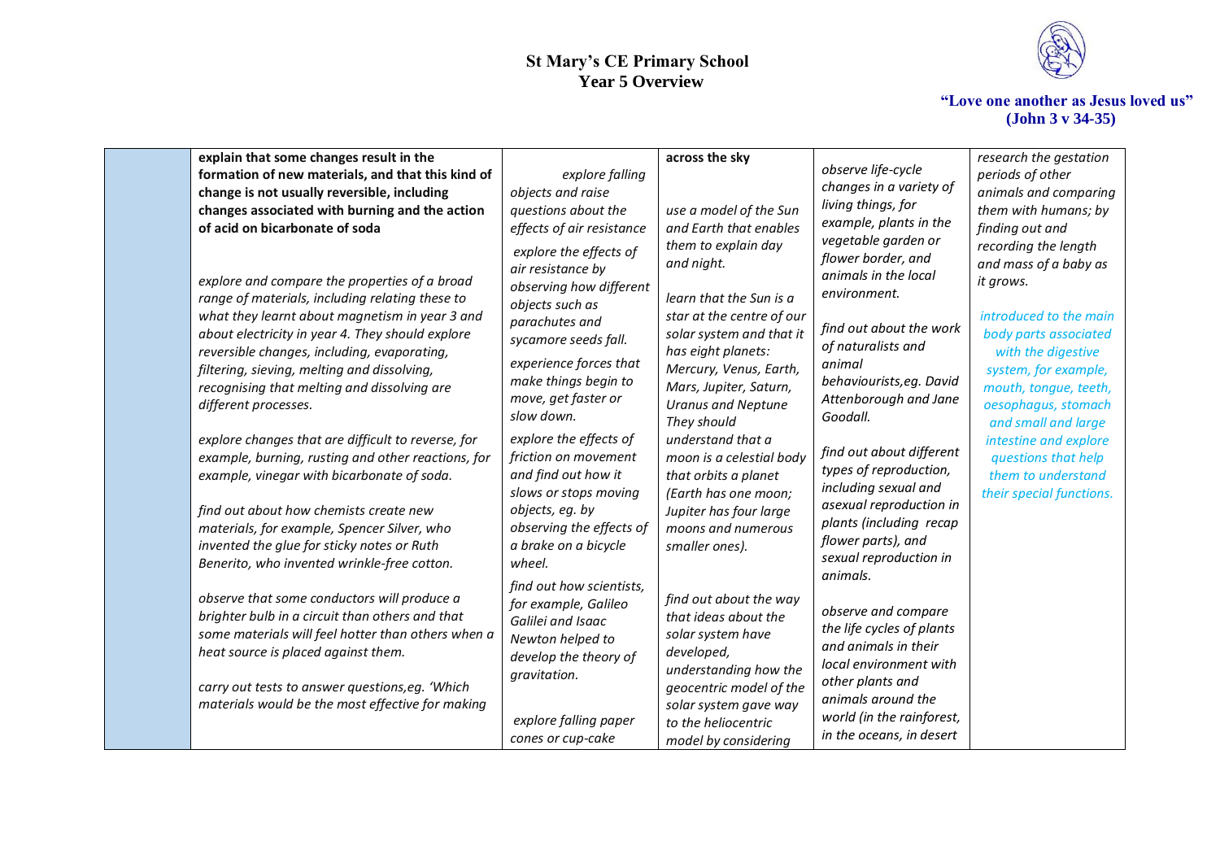# St Mary's CE Primary School
## Year 5 Overview

"Love one another as Jesus loved us" (John 3 v 34-35)

| | | | | | |
|---|---|---|---|---|---|
| | **explain that some changes result in the formation of new materials, and that this kind of change is not usually reversible, including changes associated with burning and the action of acid on bicarbonate of soda**<br><br>*explore and compare the properties of a broad range of materials, including relating these to what they learnt about magnetism in year 3 and about electricity in year 4. They should explore reversible changes, including, evaporating, filtering, sieving, melting and dissolving, recognising that melting and dissolving are different processes.*<br><br>*explore changes that are difficult to reverse, for example, burning, rusting and other reactions, for example, vinegar with bicarbonate of soda.*<br><br>*find out about how chemists create new materials, for example, Spencer Silver, who invented the glue for sticky notes or Ruth Benerito, who invented wrinkle-free cotton.*<br><br>*observe that some conductors will produce a brighter bulb in a circuit than others and that some materials will feel hotter than others when a heat source is placed against them.*<br><br>*carry out tests to answer questions,eg. 'Which materials would be the most effective for making* | *explore falling objects and raise questions about the effects of air resistance*<br><br>*explore the effects of air resistance by observing how different objects such as parachutes and sycamore seeds fall.*<br><br>*experience forces that make things begin to move, get faster or slow down.*<br><br>*explore the effects of friction on movement and find out how it slows or stops moving objects, eg. by observing the effects of a brake on a bicycle wheel.*<br><br>*find out how scientists, for example, Galileo Galilei and Isaac Newton helped to develop the theory of gravitation.*<br><br>*explore falling paper cones or cup-cake* | **across the sky**<br><br>*use a model of the Sun and Earth that enables them to explain day and night.*<br><br>*learn that the Sun is a star at the centre of our solar system and that it has eight planets: Mercury, Venus, Earth, Mars, Jupiter, Saturn, Uranus and Neptune They should understand that a moon is a celestial body that orbits a planet (Earth has one moon; Jupiter has four large moons and numerous smaller ones).*<br><br>*find out about the way that ideas about the solar system have developed, understanding how the geocentric model of the solar system gave way to the heliocentric model by considering* | *observe life-cycle changes in a variety of living things, for example, plants in the vegetable garden or flower border, and animals in the local environment.*<br><br>*find out about the work of naturalists and animal behaviourists,eg. David Attenborough and Jane Goodall.*<br><br>*find out about different types of reproduction, including sexual and asexual reproduction in plants (including recap flower parts), and sexual reproduction in animals.*<br><br>*observe and compare the life cycles of plants and animals in their local environment with other plants and animals around the world (in the rainforest, in the oceans, in desert* | *research the gestation periods of other animals and comparing them with humans; by finding out and recording the length and mass of a baby as it grows.*<br><br>*introduced to the main body parts associated with the digestive system, for example, mouth, tongue, teeth, oesophagus, stomach and small and large intestine and explore questions that help them to understand their special functions.* |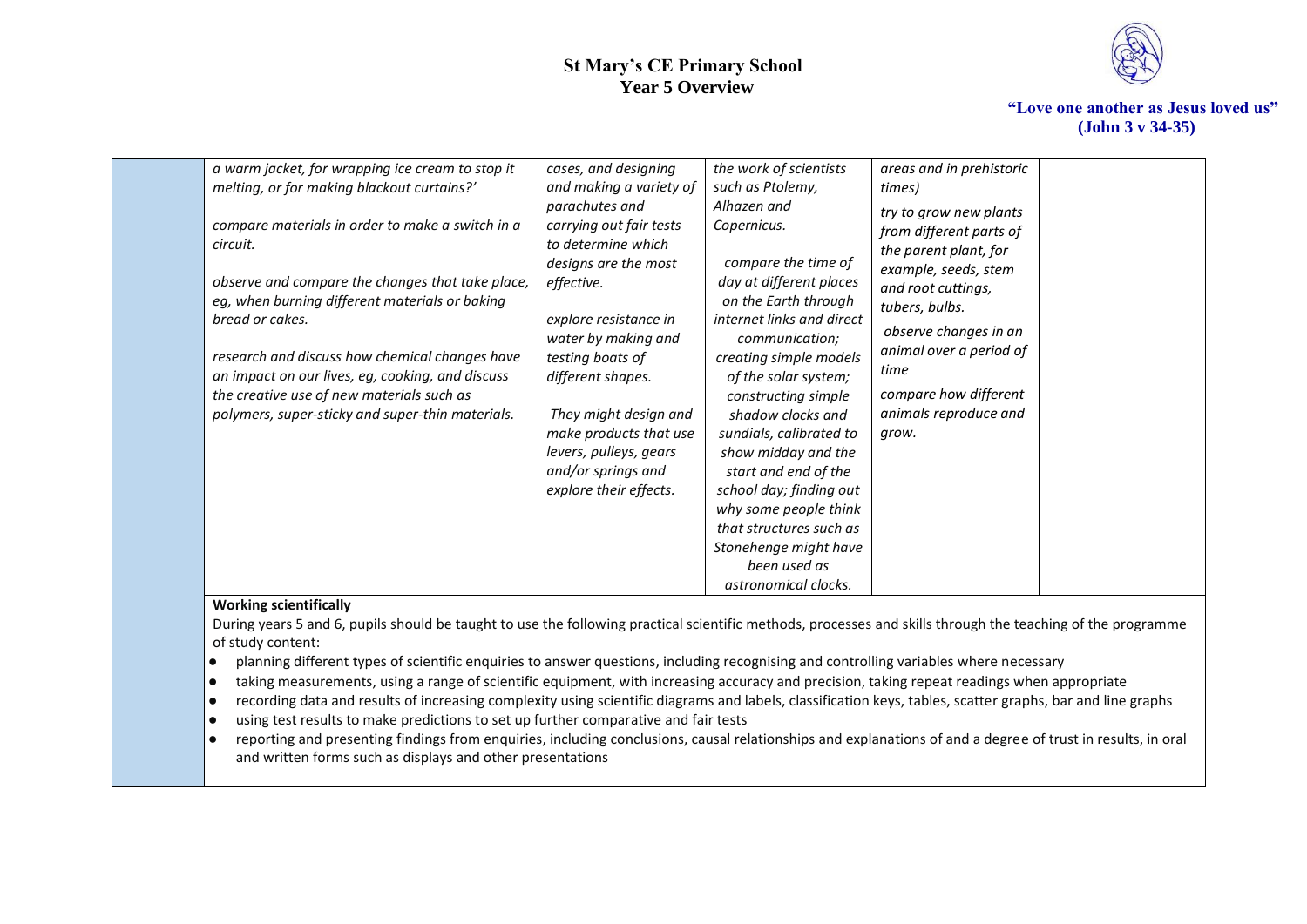| | | | | | |
|---|---|---|---|---|---|
| | *a warm jacket, for wrapping ice cream to stop it melting, or for making blackout curtains?'*<br><br>*compare materials in order to make a switch in a circuit.*<br><br>*observe and compare the changes that take place, eg, when burning different materials or baking bread or cakes.*<br><br>*research and discuss how chemical changes have an impact on our lives, eg, cooking, and discuss the creative use of new materials such as polymers, super-sticky and super-thin materials.* | *cases, and designing and making a variety of parachutes and carrying out fair tests to determine which designs are the most effective.*<br><br>*explore resistance in water by making and testing boats of different shapes.*<br><br>*They might design and make products that use levers, pulleys, gears and/or springs and explore their effects.* | *the work of scientists such as Ptolemy, Alhazen and Copernicus.*<br><br>*compare the time of day at different places on the Earth through internet links and direct communication; creating simple models of the solar system; constructing simple shadow clocks and sundials, calibrated to show midday and the start and end of the school day; finding out why some people think that structures such as Stonehenge might have been used as astronomical clocks.* | *areas and in prehistoric times)*<br><br>*try to grow new plants from different parts of the parent plant, for example, seeds, stem and root cuttings, tubers, bulbs.*<br><br>*observe changes in an animal over a period of time*<br><br>*compare how different animals reproduce and grow.* | |

**Working scientifically**

During years 5 and 6, pupils should be taught to use the following practical scientific methods, processes and skills through the teaching of the programme of study content:

- planning different types of scientific enquiries to answer questions, including recognising and controlling variables where necessary
- taking measurements, using a range of scientific equipment, with increasing accuracy and precision, taking repeat readings when appropriate
- recording data and results of increasing complexity using scientific diagrams and labels, classification keys, tables, scatter graphs, bar and line graphs
- using test results to make predictions to set up further comparative and fair tests
- reporting and presenting findings from enquiries, including conclusions, causal relationships and explanations of and a degree of trust in results, in oral and written forms such as displays and other presentations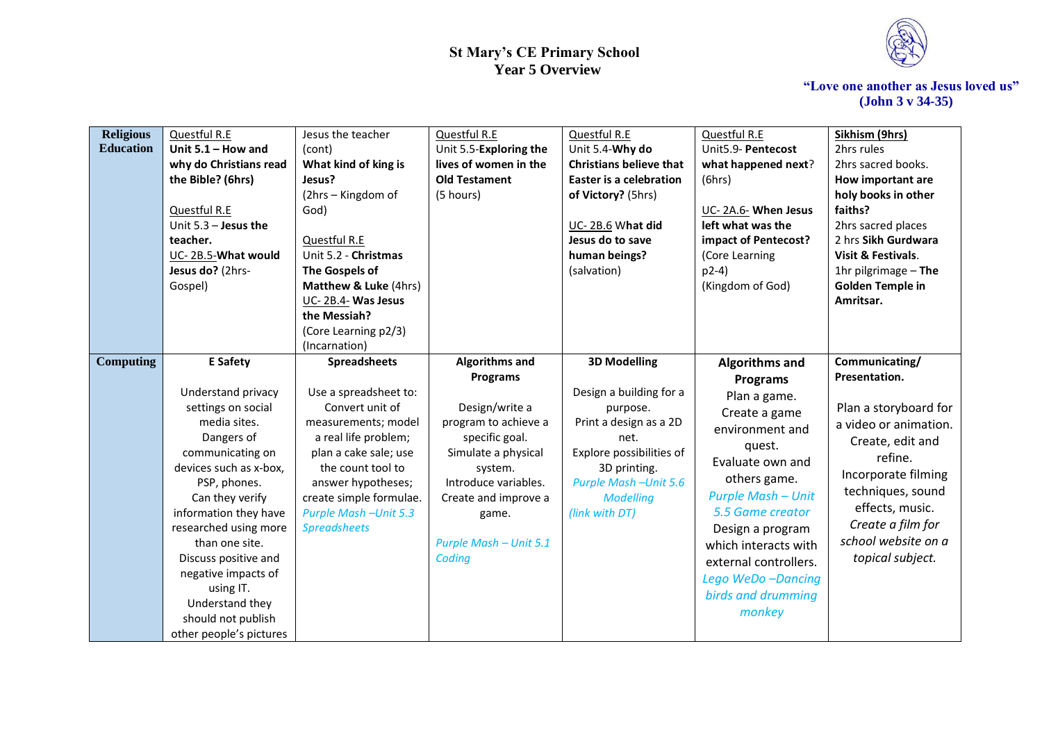# St Mary's CE Primary School
## Year 5 Overview

**"Love one another as Jesus loved us" (John 3 v 34-35)**

| | | | | | | |
|---|---|---|---|---|---|---|
| **Religious Education** | Questful R.E<br>**Unit 5.1 – How and why do Christians read the Bible? (6hrs)**<br><br>Questful R.E<br>Unit 5.3 – **Jesus the teacher.**<br>UC- 2B.5-**What would Jesus do?** (2hrs- Gospel) | Jesus the teacher (cont)<br>**What kind of king is Jesus?**<br>(2hrs – Kingdom of God)<br><br>Questful R.E<br>Unit 5.2 - **Christmas The Gospels of Matthew & Luke** (4hrs)<br>UC- 2B.4- **Was Jesus the Messiah?**<br>(Core Learning p2/3)<br>(Incarnation) | Questful R.E<br>Unit 5.5-**Exploring the lives of women in the Old Testament**<br>(5 hours) | Questful R.E<br>Unit 5.4-**Why do Christians believe that Easter is a celebration of Victory?** (5hrs)<br><br>UC- 2B.6 W**hat did Jesus do to save human beings?**<br>(salvation) | Questful R.E<br>Unit5.9- **Pentecost what happened next**?<br>(6hrs)<br><br>UC- 2A.6- **When Jesus left what was the impact of Pentecost?**<br>(Core Learning p2-4)<br>(Kingdom of God) | **Sikhism (9hrs)**<br>2hrs rules<br>2hrs sacred books.<br>**How important are holy books in other faiths?**<br>2hrs sacred places<br>2 hrs **Sikh Gurdwara Visit & Festivals**.<br>1hr pilgrimage – **The Golden Temple in Amritsar.** |
| **Computing** | **E Safety**<br><br>Understand privacy settings on social media sites.<br>Dangers of communicating on devices such as x-box, PSP, phones.<br>Can they verify information they have researched using more than one site.<br>Discuss positive and negative impacts of using IT.<br>Understand they should not publish other people's pictures | **Spreadsheets**<br><br>Use a spreadsheet to:<br>Convert unit of measurements; model a real life problem; plan a cake sale; use the count tool to answer hypotheses; create simple formulae.<br>*Purple Mash –Unit 5.3 Spreadsheets* | **Algorithms and Programs**<br><br>Design/write a program to achieve a specific goal.<br>Simulate a physical system.<br>Introduce variables.<br>Create and improve a game.<br><br>*Purple Mash – Unit 5.1 Coding* | **3D Modelling**<br><br>Design a building for a purpose.<br>Print a design as a 2D net.<br>Explore possibilities of 3D printing.<br>*Purple Mash –Unit 5.6 Modelling*<br>*(link with DT)* | **Algorithms and Programs**<br>Plan a game.<br>Create a game environment and quest.<br>Evaluate own and others game.<br>*Purple Mash – Unit 5.5 Game creator*<br>Design a program which interacts with external controllers.<br>*Lego WeDo –Dancing birds and drumming monkey* | **Communicating/ Presentation.**<br><br>Plan a storyboard for a video or animation.<br>Create, edit and refine.<br>Incorporate filming techniques, sound effects, music.<br>*Create a film for school website on a topical subject.* |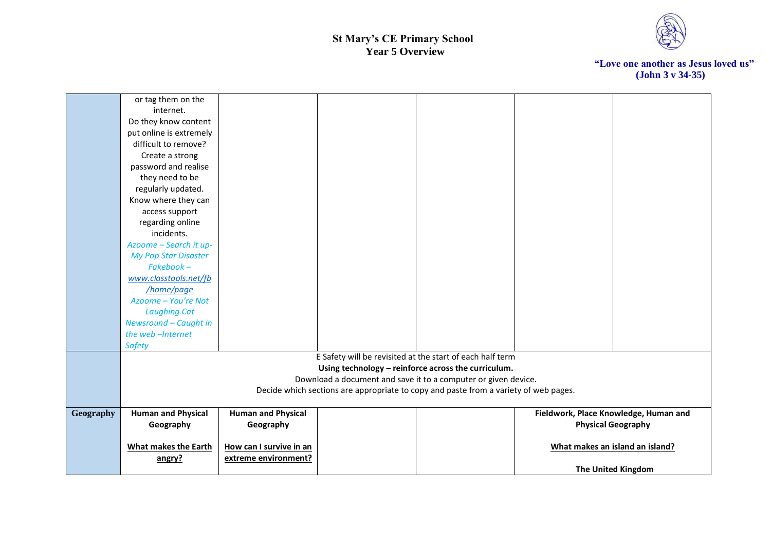# St Mary's CE Primary School
## Year 5 Overview

**"Love one another as Jesus loved us" (John 3 v 34-35)**

| | | | | | | |
|---|---|---|---|---|---|---|
| | or tag them on the internet. Do they know content put online is extremely difficult to remove? Create a strong password and realise they need to be regularly updated. Know where they can access support regarding online incidents. *Azoome – Search it up- My Pop Star Disaster* *Fakebook – www.classtools.net/fb/home/page* *Azoome – You're Not Laughing Cat* *Newsround – Caught in the web –Internet Safety* | | | | | |
| | E Safety will be revisited at the start of each half term **Using technology – reinforce across the curriculum.** Download a document and save it to a computer or given device. Decide which sections are appropriate to copy and paste from a variety of web pages. | | | | | |
| **Geography** | **Human and Physical Geography** **What makes the Earth angry?** | **Human and Physical Geography** **How can I survive in an extreme environment?** | | | **Fieldwork, Place Knowledge, Human and Physical Geography** **What makes an island an island?** **The United Kingdom** | |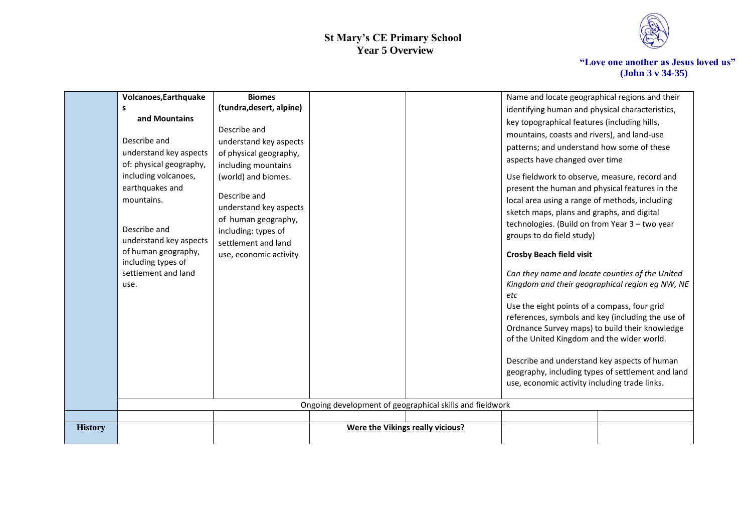# St Mary's CE Primary School
## Year 5 Overview

**"Love one another as Jesus loved us"**
**(John 3 v 34-35)**

| | | | | | | |
|---|---|---|---|---|---|---|
| | **Volcanoes,Earthquakes and Mountains**<br><br>Describe and understand key aspects of: physical geography, including volcanoes, earthquakes and mountains.<br><br>Describe and understand key aspects of human geography, including types of settlement and land use. | **Biomes (tundra,desert, alpine)**<br><br>Describe and understand key aspects of physical geography, including mountains (world) and biomes.<br><br>Describe and understand key aspects of human geography, including: types of settlement and land use, economic activity | | | Name and locate geographical regions and their identifying human and physical characteristics, key topographical features (including hills, mountains, coasts and rivers), and land-use patterns; and understand how some of these aspects have changed over time<br><br>Use fieldwork to observe, measure, record and present the human and physical features in the local area using a range of methods, including sketch maps, plans and graphs, and digital technologies. (Build on from Year 3 – two year groups to do field study)<br><br>**Crosby Beach field visit**<br><br>*Can they name and locate counties of the United Kingdom and their geographical region eg NW, NE etc*<br>Use the eight points of a compass, four grid references, symbols and key (including the use of Ordnance Survey maps) to build their knowledge of the United Kingdom and the wider world.<br><br>Describe and understand key aspects of human geography, including types of settlement and land use, economic activity including trade links. | |
| | Ongoing development of geographical skills and fieldwork | | | | | |
| | | | | | | |
| **History** | | | **Were the Vikings really vicious?** | | | |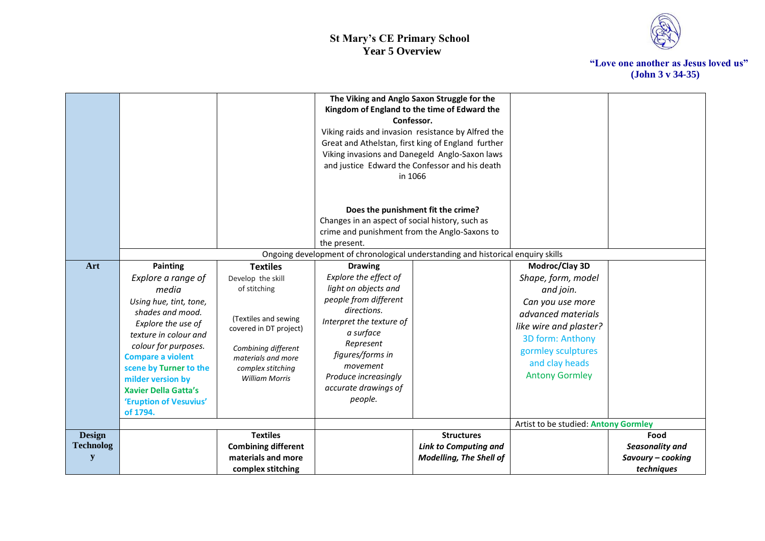# St Mary's CE Primary School
## Year 5 Overview

**"Love one another as Jesus loved us" (John 3 v 34-35)**

| | | | | | | |
|---|---|---|---|---|---|---|
| | | | **The Viking and Anglo Saxon Struggle for the Kingdom of England to the time of Edward the Confessor.** Viking raids and invasion resistance by Alfred the Great and Athelstan, first king of England further Viking invasions and Danegeld Anglo-Saxon laws and justice Edward the Confessor and his death in 1066<br><br>**Does the punishment fit the crime?** Changes in an aspect of social history, such as crime and punishment from the Anglo-Saxons to the present. | | | |
| | Ongoing development of chronological understanding and historical enquiry skills | | | | | |
| **Art** | **Painting** *Explore a range of media* *Using hue, tint, tone, shades and mood.* *Explore the use of texture in colour and colour for purposes.* **Compare a violent scene by Turner to the milder version by Xavier Della Gatta's 'Eruption of Vesuvius' of 1794.** | **Textiles** Develop the skill of stitching<br><br>(Textiles and sewing covered in DT project)<br><br>*Combining different materials and more complex stitching* *William Morris* | **Drawing** *Explore the effect of light on objects and people from different directions.* *Interpret the texture of a surface* *Represent figures/forms in movement* *Produce increasingly accurate drawings of people.* | | **Modroc/Clay 3D** *Shape, form, model and join.* *Can you use more advanced materials like wire and plaster?* 3D form: Anthony gormley sculptures and clay heads Antony Gormley | |
| | | | | | Artist to be studied: **Antony Gormley** | |
| **Design Technology** | | **Textiles Combining different materials and more complex stitching** | | **Structures** ***Link to Computing and Modelling, The Shell of*** | | **Food** ***Seasonality and Savoury – cooking techniques*** |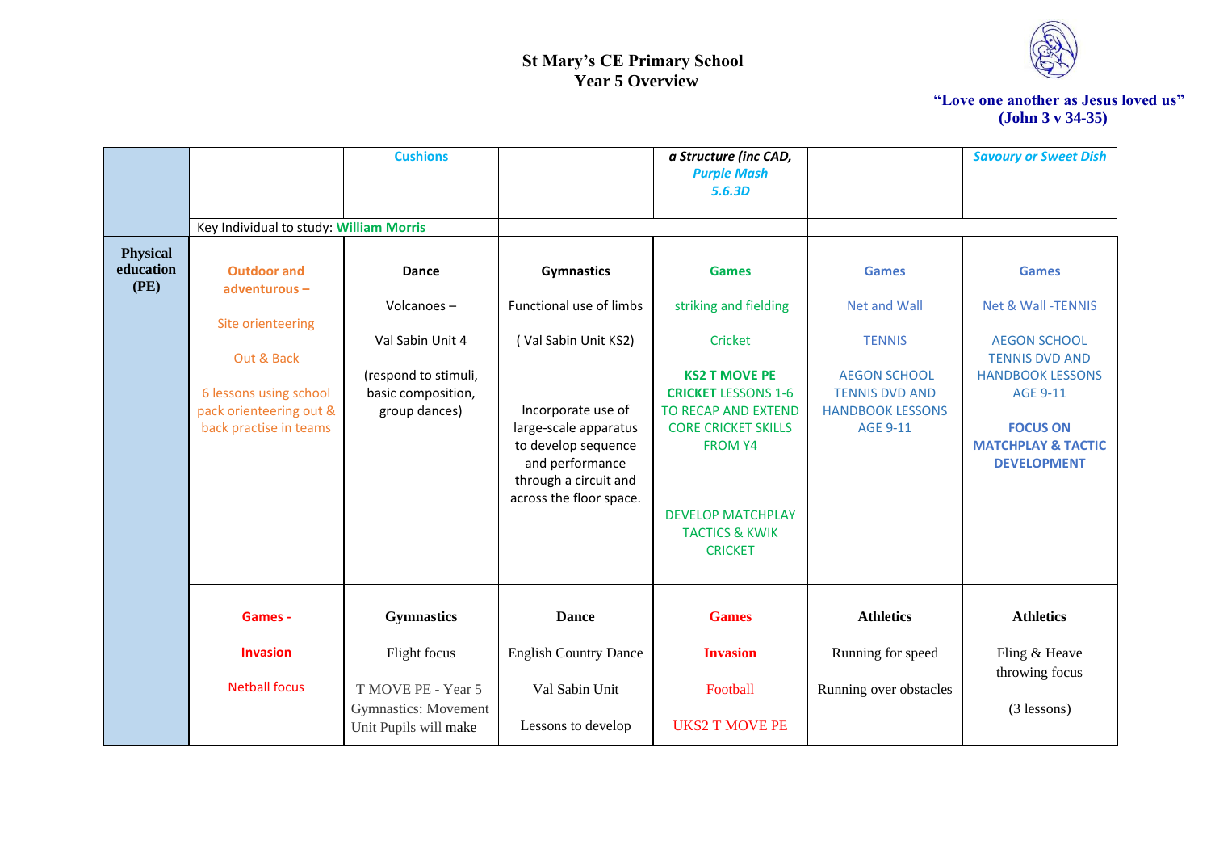**St Mary's CE Primary School**
**Year 5 Overview**

**"Love one another as Jesus loved us"**
**(John 3 v 34-35)**

| | | | | | | |
|---|---|---|---|---|---|---|
| | | **Cushions** | | ***a Structure (inc CAD, Purple Mash 5.6.3D*** | | ***Savoury or Sweet Dish*** |
| | Key Individual to study: **William Morris** | | | | | |
| **Physical education (PE)** | **Outdoor and adventurous –** Site orienteering Out & Back 6 lessons using school pack orienteering out & back practise in teams | **Dance** Volcanoes – Val Sabin Unit 4 (respond to stimuli, basic composition, group dances) | **Gymnastics** Functional use of limbs ( Val Sabin Unit KS2) Incorporate use of large-scale apparatus to develop sequence and performance through a circuit and across the floor space. | **Games** striking and fielding Cricket **KS2 T MOVE PE CRICKET** LESSONS 1-6 TO RECAP AND EXTEND CORE CRICKET SKILLS FROM Y4 DEVELOP MATCHPLAY TACTICS & KWIK CRICKET | **Games** Net and Wall TENNIS AEGON SCHOOL TENNIS DVD AND HANDBOOK LESSONS AGE 9-11 | **Games** Net & Wall -TENNIS AEGON SCHOOL TENNIS DVD AND HANDBOOK LESSONS AGE 9-11 **FOCUS ON MATCHPLAY & TACTIC DEVELOPMENT** |
| | **Games - Invasion** Netball focus | **Gymnastics** Flight focus T MOVE PE - Year 5 Gymnastics: Movement Unit Pupils will make | **Dance** English Country Dance Val Sabin Unit Lessons to develop | **Games Invasion** Football UKS2 T MOVE PE | **Athletics** Running for speed Running over obstacles | **Athletics** Fling & Heave throwing focus (3 lessons) |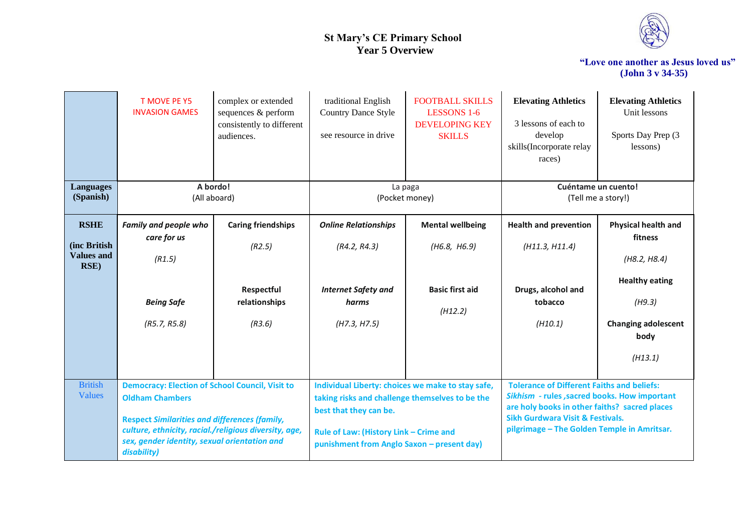**St Mary's CE Primary School**
**Year 5 Overview**

**"Love one another as Jesus loved us"**
**(John 3 v 34-35)**

| | | | | | | |
|---|---|---|---|---|---|---|
| | T MOVE PE Y5 INVASION GAMES | complex or extended sequences & perform consistently to different audiences. | traditional English Country Dance Style<br><br>see resource in drive | FOOTBALL SKILLS LESSONS 1-6 DEVELOPING KEY SKILLS | **Elevating Athletics**<br><br>3 lessons of each to develop skills(Incorporate relay races) | **Elevating Athletics** Unit lessons<br><br>Sports Day Prep (3 lessons) |
| **Languages (Spanish)** | **A bordo!** (All aboard) | | La paga (Pocket money) | | **Cuéntame un cuento!** (Tell me a story!) | |
| **RSHE (inc British Values and RSE)** | ***Family and people who care for us***<br>*(R1.5)*<br><br>***Being Safe***<br>*(R5.7, R5.8)* | **Caring friendships**<br>*(R2.5)*<br><br>**Respectful relationships**<br>*(R3.6)* | ***Online Relationships***<br>*(R4.2, R4.3)*<br><br>***Internet Safety and harms***<br>*(H7.3, H7.5)* | **Mental wellbeing**<br>*(H6.8, H6.9)*<br><br>**Basic first aid**<br>*(H12.2)* | **Health and prevention**<br>*(H11.3, H11.4)*<br><br>**Drugs, alcohol and tobacco**<br>*(H10.1)* | **Physical health and fitness**<br>*(H8.2, H8.4)*<br><br>**Healthy eating**<br>*(H9.3)*<br><br>**Changing adolescent body**<br>*(H13.1)* |
| British Values | **Democracy: Election of School Council, Visit to Oldham Chambers**<br><br>**Respect *Similarities and differences (family, culture, ethnicity, racial./religious diversity, age, sex, gender identity, sexual orientation and disability)*** | | **Individual Liberty: choices we make to stay safe, taking risks and challenge themselves to be the best that they can be.**<br><br>**Rule of Law: (History Link – Crime and punishment from Anglo Saxon – present day)** | | **Tolerance of Different Faiths and beliefs: *Sikhism* - rules ,sacred books. How important are holy books in other faiths? sacred places Sikh Gurdwara Visit & Festivals. pilgrimage – The Golden Temple in Amritsar.** | |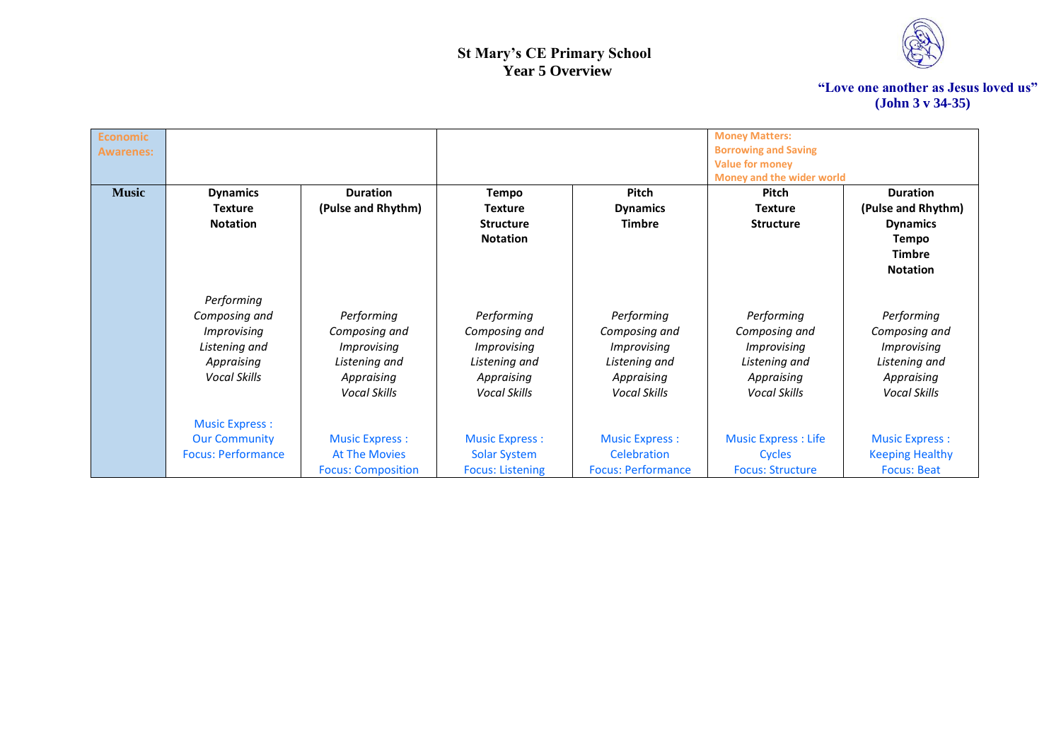# St Mary's CE Primary School
## Year 5 Overview

**"Love one another as Jesus loved us" (John 3 v 34-35)**

| | | | | | | |
|---|---|---|---|---|---|---|
| Economic Awarenes: | | | | | Money Matters: Borrowing and Saving Value for money Money and the wider world | |
| **Music** | **Dynamics Texture Notation** *Performing Composing and Improvising Listening and Appraising Vocal Skills* Music Express : Our Community Focus: Performance | **Duration (Pulse and Rhythm)** *Performing Composing and Improvising Listening and Appraising Vocal Skills* Music Express : At The Movies Focus: Composition | **Tempo Texture Structure Notation** *Performing Composing and Improvising Listening and Appraising Vocal Skills* Music Express : Solar System Focus: Listening | **Pitch Dynamics Timbre** *Performing Composing and Improvising Listening and Appraising Vocal Skills* Music Express : Celebration Focus: Performance | **Pitch Texture Structure** *Performing Composing and Improvising Listening and Appraising Vocal Skills* Music Express : Life Cycles Focus: Structure | **Duration (Pulse and Rhythm) Dynamics Tempo Timbre Notation** *Performing Composing and Improvising Listening and Appraising Vocal Skills* Music Express : Keeping Healthy Focus: Beat |